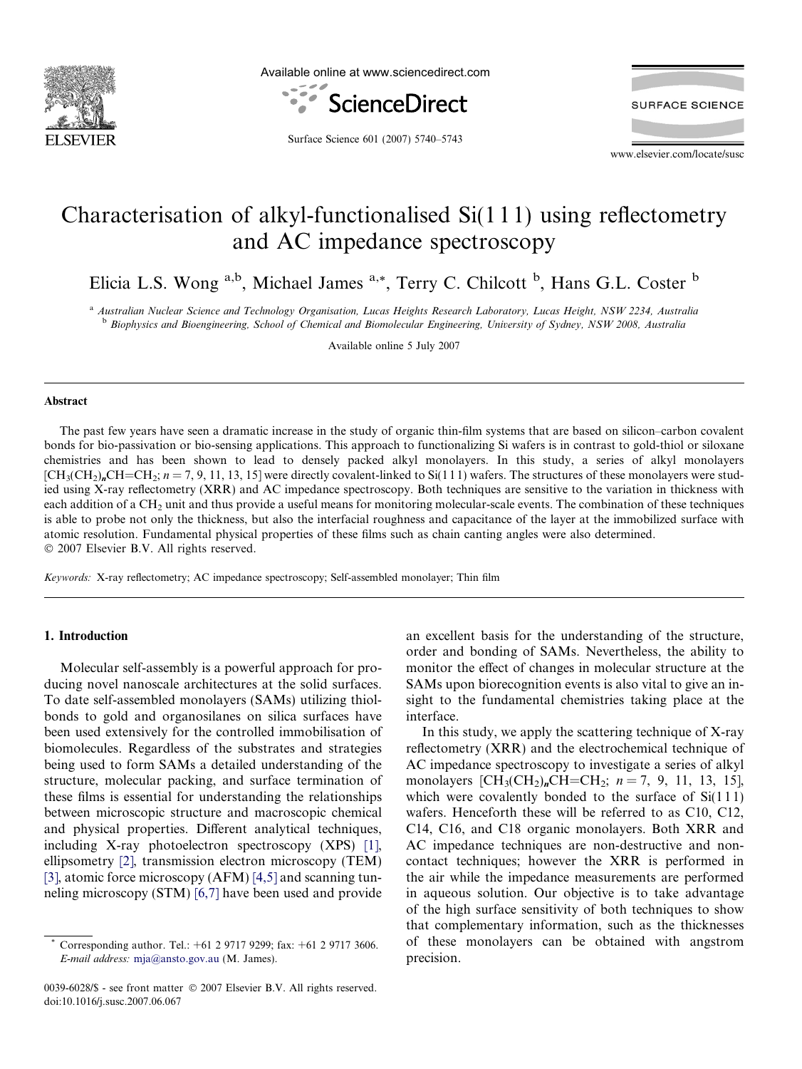# Characterisation of alkyl-functionalised Si(1 1 1) using reflectometry and AC impedance spectroscopy

Elicia L.S. Wong [a,b], Michael James [a,*], Terry C. Chilcott [b], Hans G.L. Coster [b]

[a] Australian Nuclear Science and Technology Organisation, Lucas Heights Research Laboratory, Lucas Height, NSW 2234, Australia

[b] Biophysics and Bioengineering, School of Chemical and Biomolecular Engineering, University of Sydney, NSW 2008, Australia

Available online 5 July 2007

## Abstract

The past few years have seen a dramatic increase in the study of organic thin-film systems that are based on silicon–carbon covalent bonds for bio-passivation or bio-sensing applications. This approach to functionalizing Si wafers is in contrast to gold-thiol or siloxane chemistries and has been shown to lead to densely packed alkyl monolayers. In this study, a series of alkyl monolayers [$CH_3(CH_2)_nCH{=}CH_2$; $n = 7, 9, 11, 13, 15$] were directly covalent-linked to Si(1 1 1) wafers. The structures of these monolayers were studied using X-ray reflectometry (XRR) and AC impedance spectroscopy. Both techniques are sensitive to the variation in thickness with each addition of a $CH_2$ unit and thus provide a useful means for monitoring molecular-scale events. The combination of these techniques is able to probe not only the thickness, but also the interfacial roughness and capacitance of the layer at the immobilized surface with atomic resolution. Fundamental physical properties of these films such as chain canting angles were also determined.

© 2007 Elsevier B.V. All rights reserved.

*Keywords:* X-ray reflectometry; AC impedance spectroscopy; Self-assembled monolayer; Thin film

## 1. Introduction

Molecular self-assembly is a powerful approach for producing novel nanoscale architectures at the solid surfaces. To date self-assembled monolayers (SAMs) utilizing thiol-bonds to gold and organosilanes on silica surfaces have been used extensively for the controlled immobilisation of biomolecules. Regardless of the substrates and strategies being used to form SAMs a detailed understanding of the structure, molecular packing, and surface termination of these films is essential for understanding the relationships between microscopic structure and macroscopic chemical and physical properties. Different analytical techniques, including X-ray photoelectron spectroscopy (XPS) [1], ellipsometry [2], transmission electron microscopy (TEM) [3], atomic force microscopy (AFM) [4,5] and scanning tunneling microscopy (STM) [6,7] have been used and provide an excellent basis for the understanding of the structure, order and bonding of SAMs. Nevertheless, the ability to monitor the effect of changes in molecular structure at the SAMs upon biorecognition events is also vital to give an insight to the fundamental chemistries taking place at the interface.

In this study, we apply the scattering technique of X-ray reflectometry (XRR) and the electrochemical technique of AC impedance spectroscopy to investigate a series of alkyl monolayers [$CH_3(CH_2)_nCH{=}CH_2$; $n = 7, 9, 11, 13, 15$], which were covalently bonded to the surface of Si(1 1 1) wafers. Henceforth these will be referred to as C10, C12, C14, C16, and C18 organic monolayers. Both XRR and AC impedance techniques are non-destructive and non-contact techniques; however the XRR is performed in the air while the impedance measurements are performed in aqueous solution. Our objective is to take advantage of the high surface sensitivity of both techniques to show that complementary information, such as the thicknesses of these monolayers can be obtained with angstrom precision.

* Corresponding author. Tel.: +61 2 9717 9299; fax: +61 2 9717 3606. *E-mail address:* mja@ansto.gov.au (M. James).

0039-6028/$ - see front matter © 2007 Elsevier B.V. All rights reserved.
doi:10.1016/j.susc.2007.06.067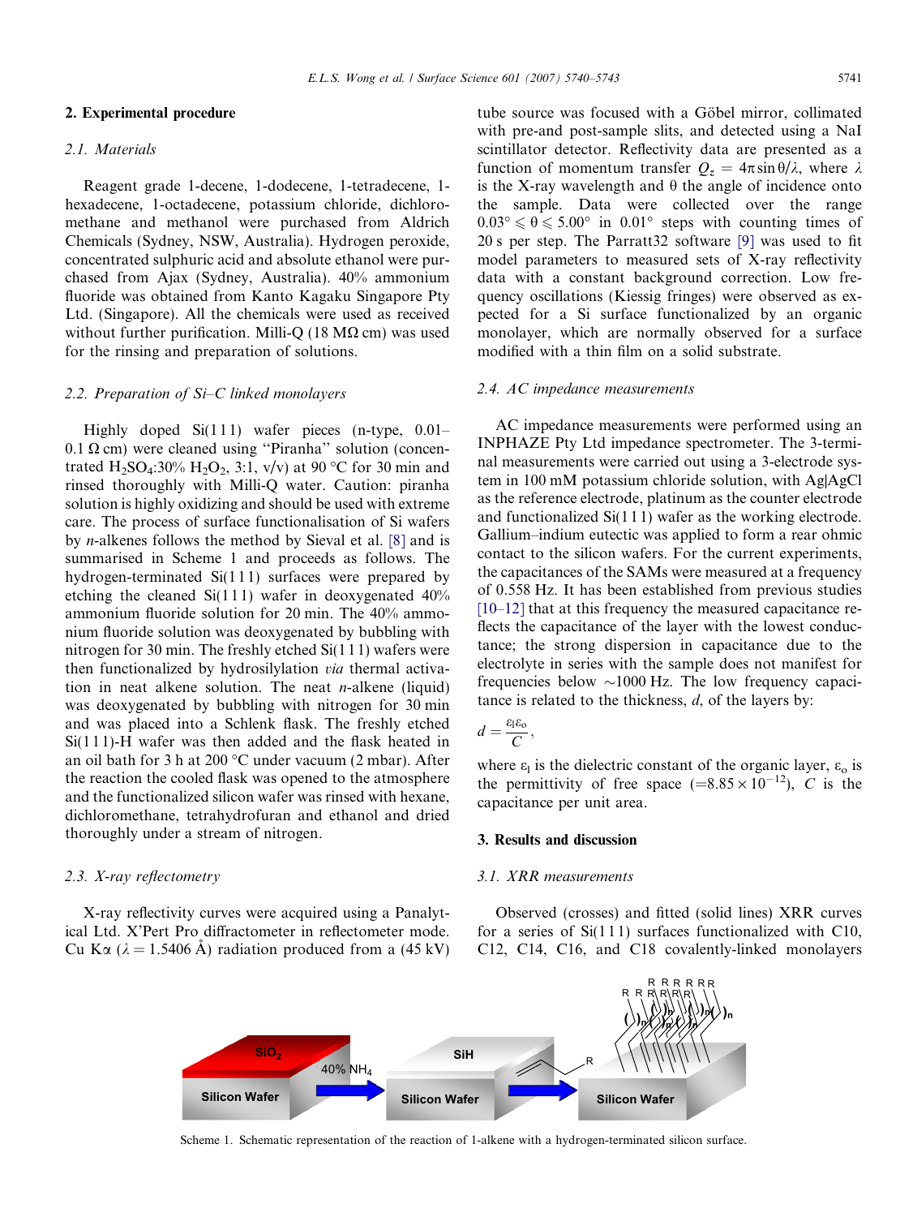## 2. Experimental procedure

### 2.1. Materials

Reagent grade 1-decene, 1-dodecene, 1-tetradecene, 1-hexadecene, 1-octadecene, potassium chloride, dichloromethane and methanol were purchased from Aldrich Chemicals (Sydney, NSW, Australia). Hydrogen peroxide, concentrated sulphuric acid and absolute ethanol were purchased from Ajax (Sydney, Australia). 40% ammonium fluoride was obtained from Kanto Kagaku Singapore Pty Ltd. (Singapore). All the chemicals were used as received without further purification. Milli-Q (18 MΩ cm) was used for the rinsing and preparation of solutions.

### 2.2. Preparation of Si–C linked monolayers

Highly doped Si(111) wafer pieces (n-type, 0.01–0.1 Ω cm) were cleaned using ''Piranha'' solution (concentrated $H_2SO_4$:30% $H_2O_2$, 3:1, v/v) at 90 °C for 30 min and rinsed thoroughly with Milli-Q water. Caution: piranha solution is highly oxidizing and should be used with extreme care. The process of surface functionalisation of Si wafers by *n*-alkenes follows the method by Sieval et al. [8] and is summarised in Scheme 1 and proceeds as follows. The hydrogen-terminated Si(111) surfaces were prepared by etching the cleaned Si(111) wafer in deoxygenated 40% ammonium fluoride solution for 20 min. The 40% ammonium fluoride solution was deoxygenated by bubbling with nitrogen for 30 min. The freshly etched Si(111) wafers were then functionalized by hydrosilylation *via* thermal activation in neat alkene solution. The neat *n*-alkene (liquid) was deoxygenated by bubbling with nitrogen for 30 min and was placed into a Schlenk flask. The freshly etched Si(111)-H wafer was then added and the flask heated in an oil bath for 3 h at 200 °C under vacuum (2 mbar). After the reaction the cooled flask was opened to the atmosphere and the functionalized silicon wafer was rinsed with hexane, dichloromethane, tetrahydrofuran and ethanol and dried thoroughly under a stream of nitrogen.

### 2.3. X-ray reflectometry

X-ray reflectivity curves were acquired using a Panalytical Ltd. X'Pert Pro diffractometer in reflectometer mode. Cu Kα ($\lambda = 1.5406$ Å) radiation produced from a (45 kV) tube source was focused with a Göbel mirror, collimated with pre-and post-sample slits, and detected using a NaI scintillator detector. Reflectivity data are presented as a function of momentum transfer $Q_z = 4\pi \sin\theta/\lambda$, where $\lambda$ is the X-ray wavelength and θ the angle of incidence onto the sample. Data were collected over the range $0.03° \leqslant \theta \leqslant 5.00°$ in 0.01° steps with counting times of 20 s per step. The Parratt32 software [9] was used to fit model parameters to measured sets of X-ray reflectivity data with a constant background correction. Low frequency oscillations (Kiessig fringes) were observed as expected for a Si surface functionalized by an organic monolayer, which are normally observed for a surface modified with a thin film on a solid substrate.

### 2.4. AC impedance measurements

AC impedance measurements were performed using an INPHAZE Pty Ltd impedance spectrometer. The 3-terminal measurements were carried out using a 3-electrode system in 100 mM potassium chloride solution, with Ag|AgCl as the reference electrode, platinum as the counter electrode and functionalized Si(111) wafer as the working electrode. Gallium–indium eutectic was applied to form a rear ohmic contact to the silicon wafers. For the current experiments, the capacitances of the SAMs were measured at a frequency of 0.558 Hz. It has been established from previous studies [10–12] that at this frequency the measured capacitance reflects the capacitance of the layer with the lowest conductance; the strong dispersion in capacitance due to the electrolyte in series with the sample does not manifest for frequencies below ~1000 Hz. The low frequency capacitance is related to the thickness, *d*, of the layers by:

$$d = \frac{\varepsilon_l \varepsilon_o}{C},$$

where $\varepsilon_l$ is the dielectric constant of the organic layer, $\varepsilon_o$ is the permittivity of free space ($=8.85 \times 10^{-12}$), *C* is the capacitance per unit area.

## 3. Results and discussion

### 3.1. XRR measurements

Observed (crosses) and fitted (solid lines) XRR curves for a series of Si(111) surfaces functionalized with C10, C12, C14, C16, and C18 covalently-linked monolayers

SiO2
Silicon Wafer
40% NH4
SiH
Silicon Wafer
R
Silicon Wafer

Scheme 1. Schematic representation of the reaction of 1-alkene with a hydrogen-terminated silicon surface.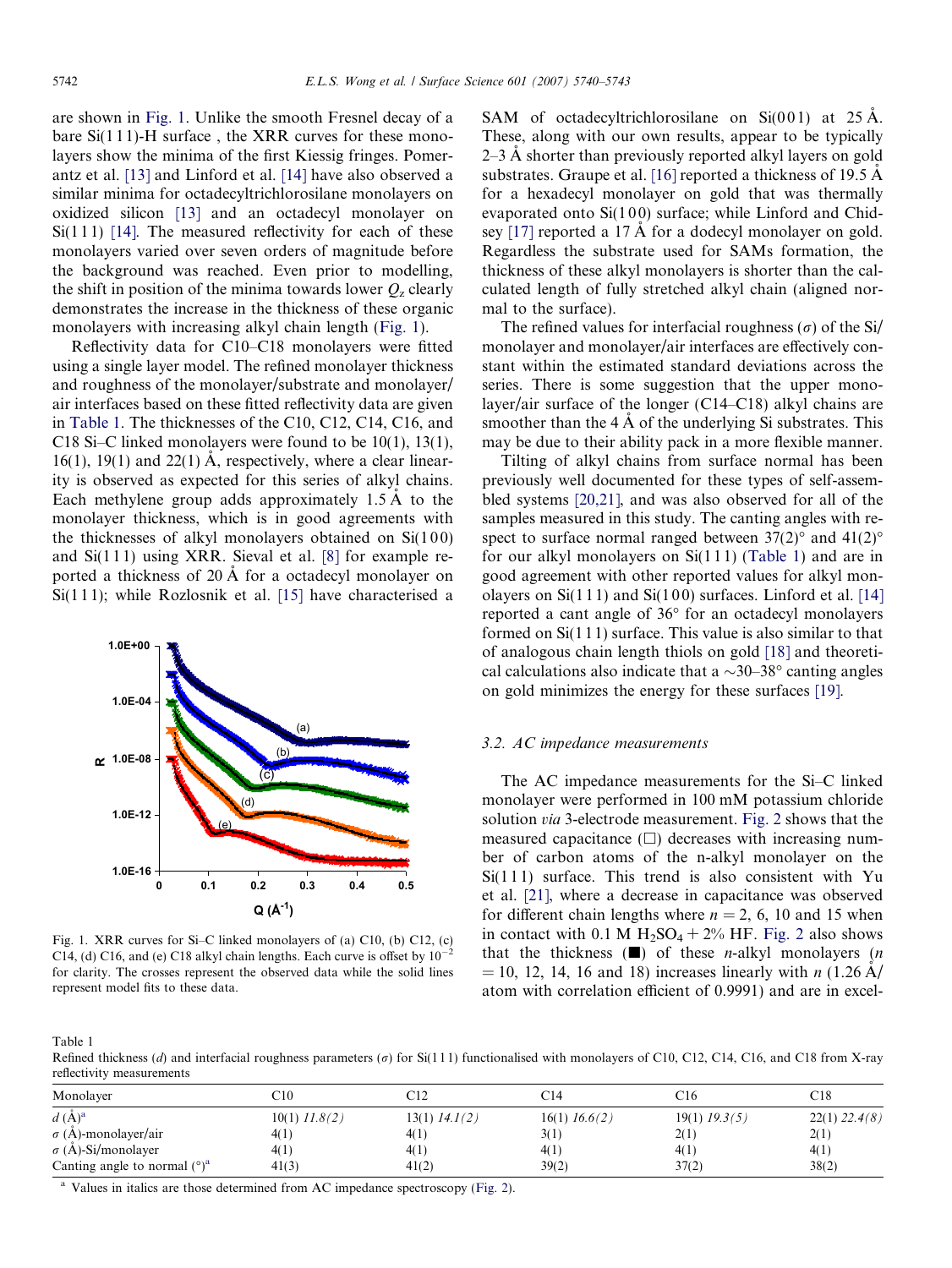are shown in Fig. 1. Unlike the smooth Fresnel decay of a bare Si(1 1 1)-H surface , the XRR curves for these monolayers show the minima of the first Kiessig fringes. Pomerantz et al. [13] and Linford et al. [14] have also observed a similar minima for octadecyltrichlorosilane monolayers on oxidized silicon [13] and an octadecyl monolayer on Si(1 1 1) [14]. The measured reflectivity for each of these monolayers varied over seven orders of magnitude before the background was reached. Even prior to modelling, the shift in position of the minima towards lower $Q_z$ clearly demonstrates the increase in the thickness of these organic monolayers with increasing alkyl chain length (Fig. 1).

Reflectivity data for C10–C18 monolayers were fitted using a single layer model. The refined monolayer thickness and roughness of the monolayer/substrate and monolayer/air interfaces based on these fitted reflectivity data are given in Table 1. The thicknesses of the C10, C12, C14, C16, and C18 Si–C linked monolayers were found to be 10(1), 13(1), 16(1), 19(1) and 22(1) Å, respectively, where a clear linearity is observed as expected for this series of alkyl chains. Each methylene group adds approximately 1.5 Å to the monolayer thickness, which is in good agreements with the thicknesses of alkyl monolayers obtained on Si(1 0 0) and Si(1 1 1) using XRR. Sieval et al. [8] for example reported a thickness of 20 Å for a octadecyl monolayer on Si(1 1 1); while Rozlosnik et al. [15] have characterised a SAM of octadecyltrichlorosilane on Si(0 0 1) at 25 Å. These, along with our own results, appear to be typically 2–3 Å shorter than previously reported alkyl layers on gold substrates. Graupe et al. [16] reported a thickness of 19.5 Å for a hexadecyl monolayer on gold that was thermally evaporated onto Si(1 0 0) surface; while Linford and Chidsey [17] reported a 17 Å for a dodecyl monolayer on gold. Regardless the substrate used for SAMs formation, the thickness of these alkyl monolayers is shorter than the calculated length of fully stretched alkyl chain (aligned normal to the surface).

1.0E+00
1.0E-04
1.0E-08
1.0E-12
1.0E-16
R
0 0.1 0.2 0.3 0.4 0.5
Q (Å$^{-1}$)
(a) (b) (c) (d) (e)

Fig. 1. XRR curves for Si–C linked monolayers of (a) C10, (b) C12, (c) C14, (d) C16, and (e) C18 alkyl chain lengths. Each curve is offset by $10^{-2}$ for clarity. The crosses represent the observed data while the solid lines represent model fits to these data.

The refined values for interfacial roughness ($\sigma$) of the Si/monolayer and monolayer/air interfaces are effectively constant within the estimated standard deviations across the series. There is some suggestion that the upper monolayer/air surface of the longer (C14–C18) alkyl chains are smoother than the 4 Å of the underlying Si substrates. This may be due to their ability pack in a more flexible manner.

Tilting of alkyl chains from surface normal has been previously well documented for these types of self-assembled systems [20,21], and was also observed for all of the samples measured in this study. The canting angles with respect to surface normal ranged between 37(2)° and 41(2)° for our alkyl monolayers on Si(1 1 1) (Table 1) and are in good agreement with other reported values for alkyl monolayers on Si(1 1 1) and Si(1 0 0) surfaces. Linford et al. [14] reported a cant angle of 36° for an octadecyl monolayers formed on Si(1 1 1) surface. This value is also similar to that of analogous chain length thiols on gold [18] and theoretical calculations also indicate that a ~30–38° canting angles on gold minimizes the energy for these surfaces [19].

### 3.2. AC impedance measurements

The AC impedance measurements for the Si–C linked monolayer were performed in 100 mM potassium chloride solution *via* 3-electrode measurement. Fig. 2 shows that the measured capacitance (□) decreases with increasing number of carbon atoms of the n-alkyl monolayer on the Si(1 1 1) surface. This trend is also consistent with Yu et al. [21], where a decrease in capacitance was observed for different chain lengths where $n = 2$, 6, 10 and 15 when in contact with 0.1 M $H_2SO_4$ + 2% HF. Fig. 2 also shows that the thickness (■) of these *n*-alkyl monolayers ($n = 10$, 12, 14, 16 and 18) increases linearly with $n$ (1.26 Å/atom with correlation efficient of 0.9991) and are in excel-

Table 1
Refined thickness ($d$) and interfacial roughness parameters ($\sigma$) for Si(1 1 1) functionalised with monolayers of C10, C12, C14, C16, and C18 from X-ray reflectivity measurements

| Monolayer | C10 | C12 | C14 | C16 | C18 |
|---|---|---|---|---|---|
| $d$ (Å)[a] | 10(1) *11.8(2)* | 13(1) *14.1(2)* | 16(1) *16.6(2)* | 19(1) *19.3(5)* | 22(1) *22.4(8)* |
| $\sigma$ (Å)-monolayer/air | 4(1) | 4(1) | 3(1) | 2(1) | 2(1) |
| $\sigma$ (Å)-Si/monolayer | 4(1) | 4(1) | 4(1) | 4(1) | 4(1) |
| Canting angle to normal (°)[a] | 41(3) | 41(2) | 39(2) | 37(2) | 38(2) |

[a] Values in italics are those determined from AC impedance spectroscopy (Fig. 2).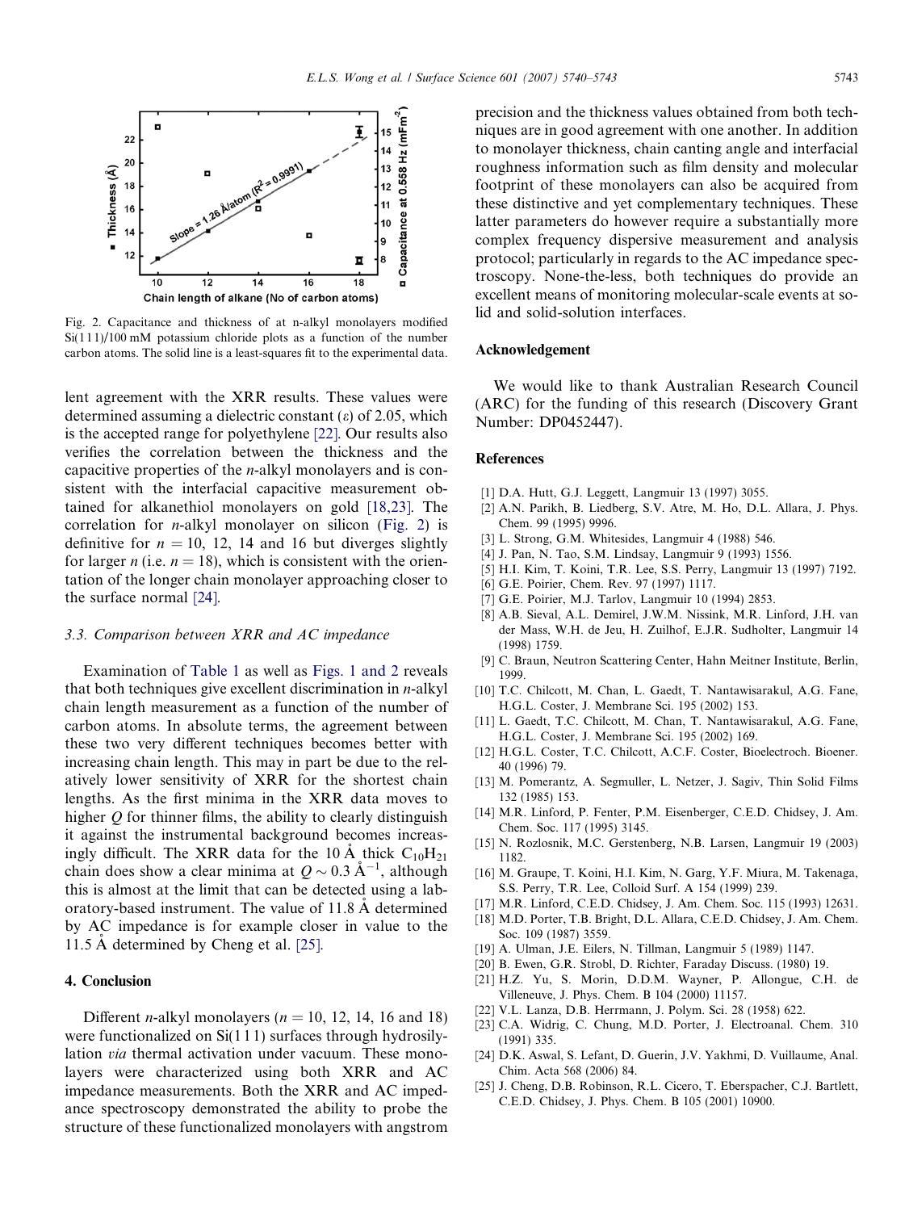Thickness (Å)

Capacitance at 0.558 Hz (mFm$^{-2}$)

Slope = 1.26 Å/atom ($R^2$ = 0.9991)

Chain length of alkane (No of carbon atoms)

10 12 14 16 18

12 14 16 18 20 22

8 9 10 11 12 13 14 15

Fig. 2. Capacitance and thickness of at n-alkyl monolayers modified Si(111)/100 mM potassium chloride plots as a function of the number carbon atoms. The solid line is a least-squares fit to the experimental data.

lent agreement with the XRR results. These values were determined assuming a dielectric constant ($\varepsilon$) of 2.05, which is the accepted range for polyethylene [22]. Our results also verifies the correlation between the thickness and the capacitive properties of the *n*-alkyl monolayers and is consistent with the interfacial capacitive measurement obtained for alkanethiol monolayers on gold [18,23]. The correlation for *n*-alkyl monolayer on silicon (Fig. 2) is definitive for $n = 10$, 12, 14 and 16 but diverges slightly for larger $n$ (i.e. $n = 18$), which is consistent with the orientation of the longer chain monolayer approaching closer to the surface normal [24].

### 3.3. Comparison between XRR and AC impedance

Examination of Table 1 as well as Figs. 1 and 2 reveals that both techniques give excellent discrimination in *n*-alkyl chain length measurement as a function of the number of carbon atoms. In absolute terms, the agreement between these two very different techniques becomes better with increasing chain length. This may in part be due to the relatively lower sensitivity of XRR for the shortest chain lengths. As the first minima in the XRR data moves to higher $Q$ for thinner films, the ability to clearly distinguish it against the instrumental background becomes increasingly difficult. The XRR data for the 10 Å thick $C_{10}H_{21}$ chain does show a clear minima at $Q \sim 0.3$ Å$^{-1}$, although this is almost at the limit that can be detected using a laboratory-based instrument. The value of 11.8 Å determined by AC impedance is for example closer in value to the 11.5 Å determined by Cheng et al. [25].

## 4. Conclusion

Different *n*-alkyl monolayers ($n = 10$, 12, 14, 16 and 18) were functionalized on Si(111) surfaces through hydrosilylation *via* thermal activation under vacuum. These monolayers were characterized using both XRR and AC impedance measurements. Both the XRR and AC impedance spectroscopy demonstrated the ability to probe the structure of these functionalized monolayers with angstrom precision and the thickness values obtained from both techniques are in good agreement with one another. In addition to monolayer thickness, chain canting angle and interfacial roughness information such as film density and molecular footprint of these monolayers can also be acquired from these distinctive and yet complementary techniques. These latter parameters do however require a substantially more complex frequency dispersive measurement and analysis protocol; particularly in regards to the AC impedance spectroscopy. None-the-less, both techniques do provide an excellent means of monitoring molecular-scale events at solid and solid-solution interfaces.

## Acknowledgement

We would like to thank Australian Research Council (ARC) for the funding of this research (Discovery Grant Number: DP0452447).

## References

[1] D.A. Hutt, G.J. Leggett, Langmuir 13 (1997) 3055.
[2] A.N. Parikh, B. Liedberg, S.V. Atre, M. Ho, D.L. Allara, J. Phys. Chem. 99 (1995) 9996.
[3] L. Strong, G.M. Whitesides, Langmuir 4 (1988) 546.
[4] J. Pan, N. Tao, S.M. Lindsay, Langmuir 9 (1993) 1556.
[5] H.I. Kim, T. Koini, T.R. Lee, S.S. Perry, Langmuir 13 (1997) 7192.
[6] G.E. Poirier, Chem. Rev. 97 (1997) 1117.
[7] G.E. Poirier, M.J. Tarlov, Langmuir 10 (1994) 2853.
[8] A.B. Sieval, A.L. Demirel, J.W.M. Nissink, M.R. Linford, J.H. van der Mass, W.H. de Jeu, H. Zuilhof, E.J.R. Sudholter, Langmuir 14 (1998) 1759.
[9] C. Braun, Neutron Scattering Center, Hahn Meitner Institute, Berlin, 1999.
[10] T.C. Chilcott, M. Chan, L. Gaedt, T. Nantawisarakul, A.G. Fane, H.G.L. Coster, J. Membrane Sci. 195 (2002) 153.
[11] L. Gaedt, T.C. Chilcott, M. Chan, T. Nantawisarakul, A.G. Fane, H.G.L. Coster, J. Membrane Sci. 195 (2002) 169.
[12] H.G.L. Coster, T.C. Chilcott, A.C.F. Coster, Bioelectroch. Bioener. 40 (1996) 79.
[13] M. Pomerantz, A. Segmuller, L. Netzer, J. Sagiv, Thin Solid Films 132 (1985) 153.
[14] M.R. Linford, P. Fenter, P.M. Eisenberger, C.E.D. Chidsey, J. Am. Chem. Soc. 117 (1995) 3145.
[15] N. Rozlosnik, M.C. Gerstenberg, N.B. Larsen, Langmuir 19 (2003) 1182.
[16] M. Graupe, T. Koini, H.I. Kim, N. Garg, Y.F. Miura, M. Takenaga, S.S. Perry, T.R. Lee, Colloid Surf. A 154 (1999) 239.
[17] M.R. Linford, C.E.D. Chidsey, J. Am. Chem. Soc. 115 (1993) 12631.
[18] M.D. Porter, T.B. Bright, D.L. Allara, C.E.D. Chidsey, J. Am. Chem. Soc. 109 (1987) 3559.
[19] A. Ulman, J.E. Eilers, N. Tillman, Langmuir 5 (1989) 1147.
[20] B. Ewen, G.R. Strobl, D. Richter, Faraday Discuss. (1980) 19.
[21] H.Z. Yu, S. Morin, D.D.M. Wayner, P. Allongue, C.H. de Villeneuve, J. Phys. Chem. B 104 (2000) 11157.
[22] V.L. Lanza, D.B. Herrmann, J. Polym. Sci. 28 (1958) 622.
[23] C.A. Widrig, C. Chung, M.D. Porter, J. Electroanal. Chem. 310 (1991) 335.
[24] D.K. Aswal, S. Lefant, D. Guerin, J.V. Yakhmi, D. Vuillaume, Anal. Chim. Acta 568 (2006) 84.
[25] J. Cheng, D.B. Robinson, R.L. Cicero, T. Eberspacher, C.J. Bartlett, C.E.D. Chidsey, J. Phys. Chem. B 105 (2001) 10900.